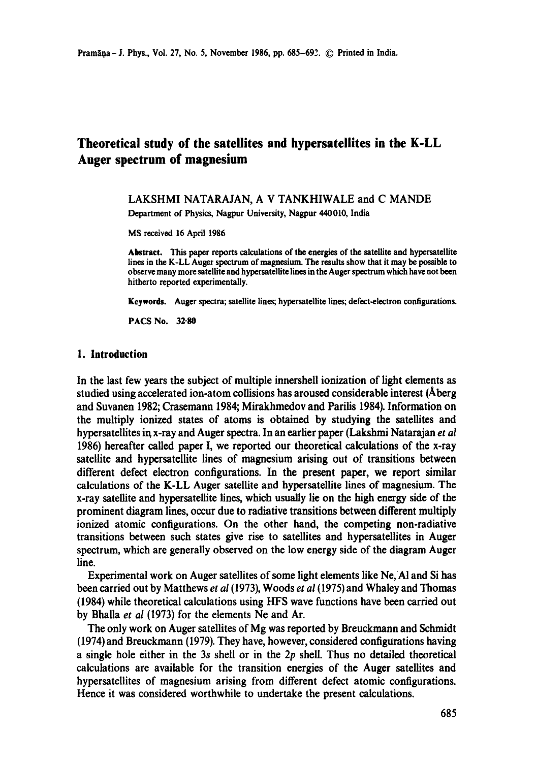# Theoretical study of the satellites and hypersatellites in the K-LL Auger spectrum of magnesium

LAKSHMI NATARAJAN, A V TANKHIWALE and C MANDE

Department of Physics, Nagpur University, Nagpur 440010, India

MS received 16 April 1986

**Abstract.** This paper reports calculations of the energies of the satellite and hypersatellite lines in the K-LL Auger spectrum of magnesium. The results show that it may be possible to observe many more satellite and hypersatellite lines in the Auger spectrum which have not been hitherto reported experimentally.

**Keywords.** Auger spectra; satellite lines; hypersatellite lines; defect-electron configurations.

**PACS No.** 32·80

## 1. Introduction

In the last few years the subject of multiple innershell ionization of light elements as studied using accelerated ion-atom collisions has aroused considerable interest (Åberg and Suvanen 1982; Crasemann 1984; Mirakhmedov and Parilis 1984). Information on the multiply ionized states of atoms is obtained by studying the satellites and hypersatellites in x-ray and Auger spectra. In an earlier paper (Lakshmi Natarajan *et al* 1986) hereafter called paper I, we reported our theoretical calculations of the x-ray satellite and hypersatellite lines of magnesium arising out of transitions between different defect electron configurations. In the present paper, we report similar calculations of the K-LL Auger satellite and hypersatellite lines of magnesium. The x-ray satellite and hypersatellite lines, which usually lie on the high energy side of the prominent diagram lines, occur due to radiative transitions between different multiply ionized atomic configurations. On the other hand, the competing non-radiative transitions between such states give rise to satellites and hypersatellites in Auger spectrum, which are generally observed on the low energy side of the diagram Auger line.

Experimental work on Auger satellites of some light elements like Ne, Al and Si has been carried out by Matthews *et al* (1973), Woods *et al* (1975) and Whaley and Thomas (1984) while theoretical calculations using HFS wave functions have been carried out by Bhalla *et al* (1973) for the elements Ne and Ar.

The only work on Auger satellites of Mg was reported by Breuckmann and Schmidt (1974) and Breuckmann (1979). They have, however, considered configurations having a single hole either in the 3*s* shell or in the 2*p* shell. Thus no detailed theoretical calculations are available for the transition energies of the Auger satellites and hypersatellites of magnesium arising from different defect atomic configurations. Hence it was considered worthwhile to undertake the present calculations.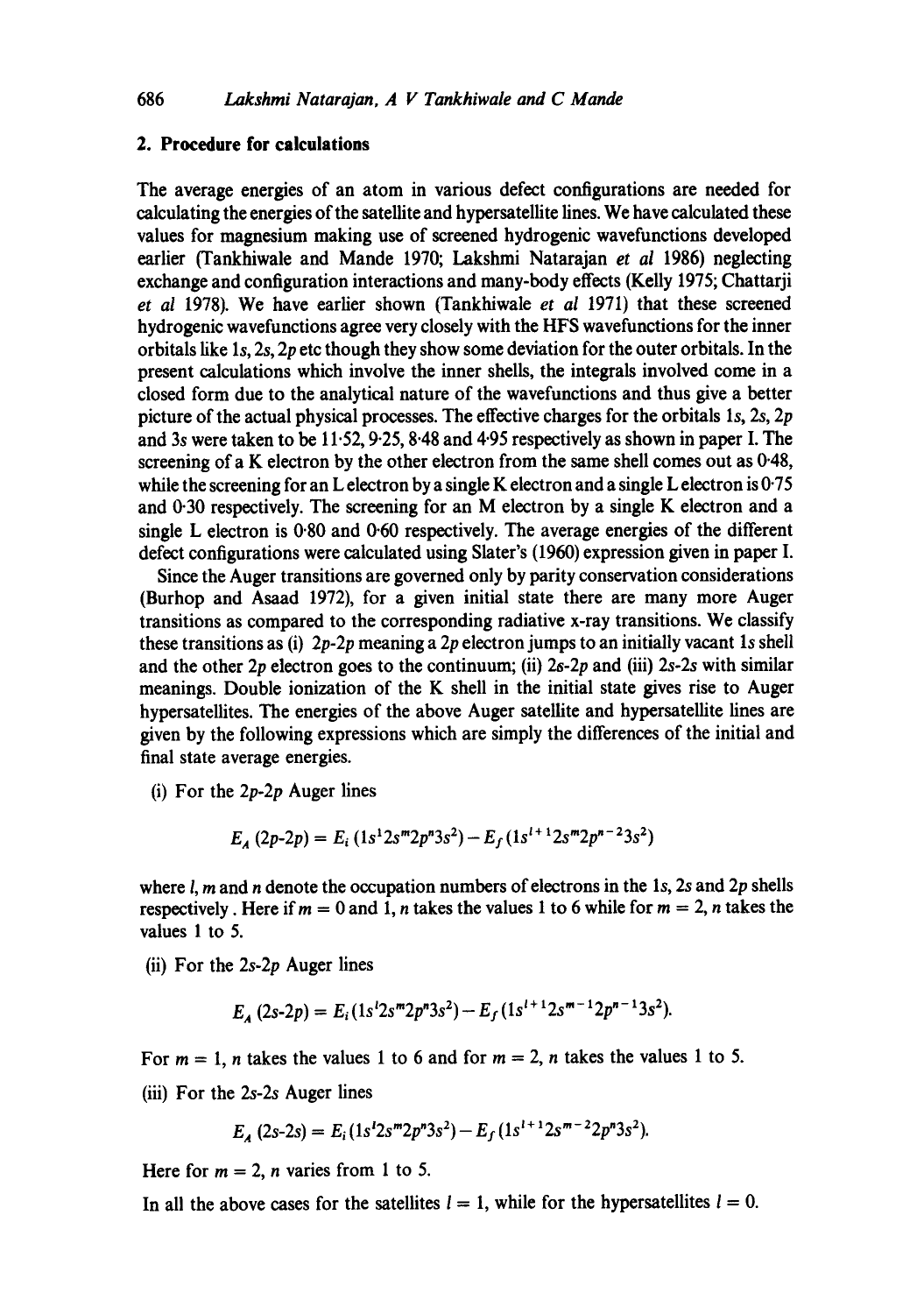## 2. Procedure for calculations

The average energies of an atom in various defect configurations are needed for calculating the energies of the satellite and hypersatellite lines. We have calculated these values for magnesium making use of screened hydrogenic wavefunctions developed earlier (Tankhiwale and Mande 1970; Lakshmi Natarajan *et al* 1986) neglecting exchange and configuration interactions and many-body effects (Kelly 1975; Chattarji *et al* 1978). We have earlier shown (Tankhiwale *et al* 1971) that these screened hydrogenic wavefunctions agree very closely with the HFS wavefunctions for the inner orbitals like 1*s*, 2*s*, 2*p* etc though they show some deviation for the outer orbitals. In the present calculations which involve the inner shells, the integrals involved come in a closed form due to the analytical nature of the wavefunctions and thus give a better picture of the actual physical processes. The effective charges for the orbitals 1*s*, 2*s*, 2*p* and 3*s* were taken to be 11·52, 9·25, 8·48 and 4·95 respectively as shown in paper I. The screening of a K electron by the other electron from the same shell comes out as 0·48, while the screening for an L electron by a single K electron and a single L electron is 0·75 and 0·30 respectively. The screening for an M electron by a single K electron and a single L electron is 0·80 and 0·60 respectively. The average energies of the different defect configurations were calculated using Slater's (1960) expression given in paper I.

Since the Auger transitions are governed only by parity conservation considerations (Burhop and Asaad 1972), for a given initial state there are many more Auger transitions as compared to the corresponding radiative x-ray transitions. We classify these transitions as (i) 2*p*-2*p* meaning a 2*p* electron jumps to an initially vacant 1*s* shell and the other 2*p* electron goes to the continuum; (ii) 2*s*-2*p* and (iii) 2*s*-2*s* with similar meanings. Double ionization of the K shell in the initial state gives rise to Auger hypersatellites. The energies of the above Auger satellite and hypersatellite lines are given by the following expressions which are simply the differences of the initial and final state average energies.

(i) For the 2*p*-2*p* Auger lines

$$E_A\,(2p\text{-}2p) = E_i\,(1s^l 2s^m 2p^n 3s^2) - E_f\,(1s^{l+1} 2s^m 2p^{n-2} 3s^2)$$

where $l$, $m$ and $n$ denote the occupation numbers of electrons in the 1*s*, 2*s* and 2*p* shells respectively. Here if $m = 0$ and 1, $n$ takes the values 1 to 6 while for $m = 2$, $n$ takes the values 1 to 5.

(ii) For the 2*s*-2*p* Auger lines

$$E_A\,(2s\text{-}2p) = E_i\,(1s^l 2s^m 2p^n 3s^2) - E_f\,(1s^{l+1} 2s^{m-1} 2p^{n-1} 3s^2).$$

For $m = 1$, $n$ takes the values 1 to 6 and for $m = 2$, $n$ takes the values 1 to 5.

(iii) For the 2*s*-2*s* Auger lines

$$E_A\,(2s\text{-}2s) = E_i\,(1s^l 2s^m 2p^n 3s^2) - E_f\,(1s^{l+1} 2s^{m-2} 2p^n 3s^2).$$

Here for $m = 2$, $n$ varies from 1 to 5.

In all the above cases for the satellites $l = 1$, while for the hypersatellites $l = 0$.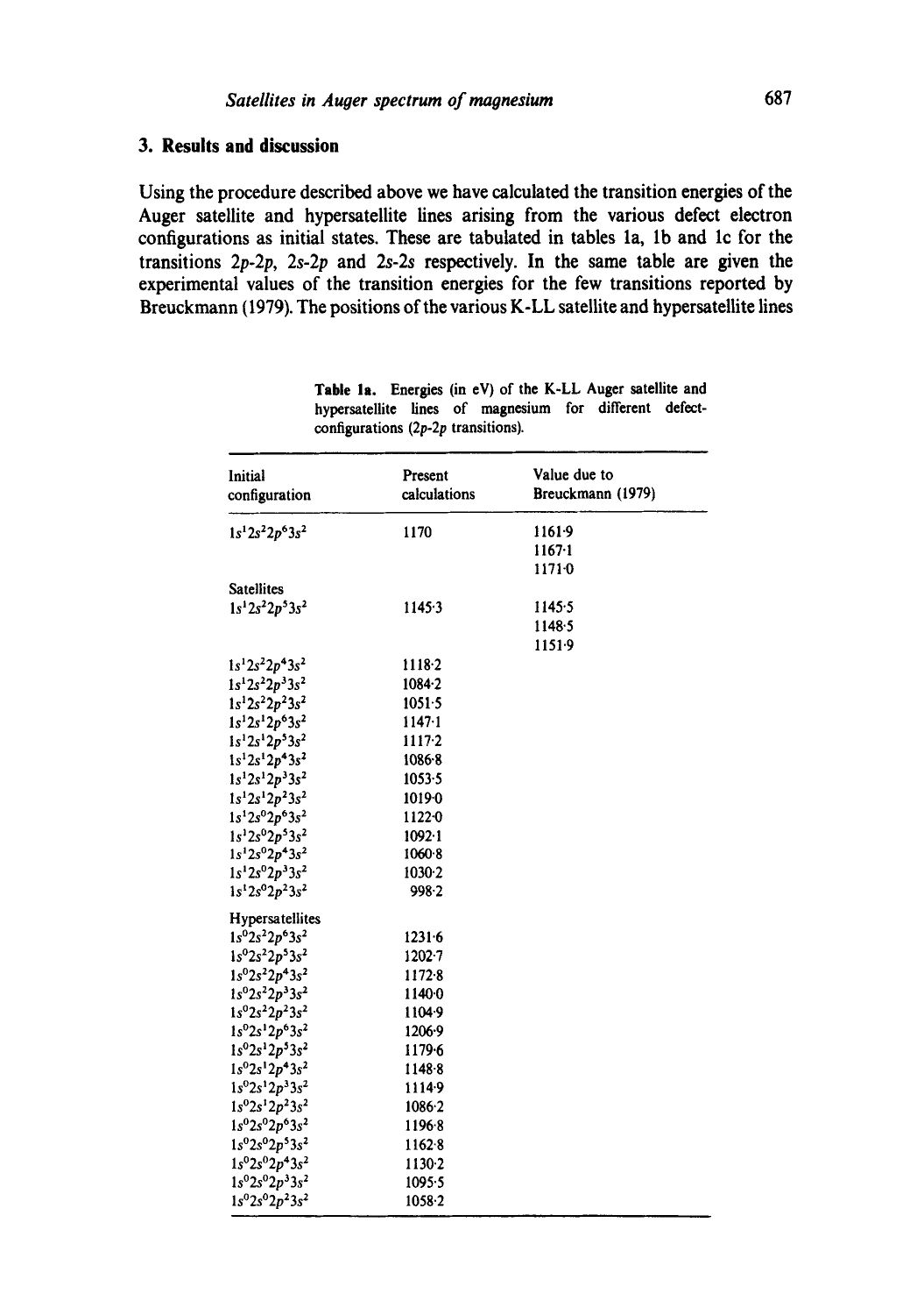## 3. Results and discussion

Using the procedure described above we have calculated the transition energies of the Auger satellite and hypersatellite lines arising from the various defect electron configurations as initial states. These are tabulated in tables 1a, 1b and 1c for the transitions 2*p*-2*p*, 2*s*-2*p* and 2*s*-2*s* respectively. In the same table are given the experimental values of the transition energies for the few transitions reported by Breuckmann (1979). The positions of the various K-LL satellite and hypersatellite lines

**Table 1a.** Energies (in eV) of the K-LL Auger satellite and hypersatellite lines of magnesium for different defect-configurations (2*p*-2*p* transitions).

| Initial configuration | Present calculations | Value due to Breuckmann (1979) |
|---|---|---|
| $1s^1 2s^2 2p^6 3s^2$ | 1170 | 1161·9 |
| | | 1167·1 |
| | | 1171·0 |
| Satellites | | |
| $1s^1 2s^2 2p^5 3s^2$ | 1145·3 | 1145·5 |
| | | 1148·5 |
| | | 1151·9 |
| $1s^1 2s^2 2p^4 3s^2$ | 1118·2 | |
| $1s^1 2s^2 2p^3 3s^2$ | 1084·2 | |
| $1s^1 2s^2 2p^2 3s^2$ | 1051·5 | |
| $1s^1 2s^1 2p^6 3s^2$ | 1147·1 | |
| $1s^1 2s^1 2p^5 3s^2$ | 1117·2 | |
| $1s^1 2s^1 2p^4 3s^2$ | 1086·8 | |
| $1s^1 2s^1 2p^3 3s^2$ | 1053·5 | |
| $1s^1 2s^1 2p^2 3s^2$ | 1019·0 | |
| $1s^1 2s^0 2p^6 3s^2$ | 1122·0 | |
| $1s^1 2s^0 2p^5 3s^2$ | 1092·1 | |
| $1s^1 2s^0 2p^4 3s^2$ | 1060·8 | |
| $1s^1 2s^0 2p^3 3s^2$ | 1030·2 | |
| $1s^1 2s^0 2p^2 3s^2$ | 998·2 | |
| Hypersatellites | | |
| $1s^0 2s^2 2p^6 3s^2$ | 1231·6 | |
| $1s^0 2s^2 2p^5 3s^2$ | 1202·7 | |
| $1s^0 2s^2 2p^4 3s^2$ | 1172·8 | |
| $1s^0 2s^2 2p^3 3s^2$ | 1140·0 | |
| $1s^0 2s^2 2p^2 3s^2$ | 1104·9 | |
| $1s^0 2s^1 2p^6 3s^2$ | 1206·9 | |
| $1s^0 2s^1 2p^5 3s^2$ | 1179·6 | |
| $1s^0 2s^1 2p^4 3s^2$ | 1148·8 | |
| $1s^0 2s^1 2p^3 3s^2$ | 1114·9 | |
| $1s^0 2s^1 2p^2 3s^2$ | 1086·2 | |
| $1s^0 2s^0 2p^6 3s^2$ | 1196·8 | |
| $1s^0 2s^0 2p^5 3s^2$ | 1162·8 | |
| $1s^0 2s^0 2p^4 3s^2$ | 1130·2 | |
| $1s^0 2s^0 2p^3 3s^2$ | 1095·5 | |
| $1s^0 2s^0 2p^2 3s^2$ | 1058·2 | |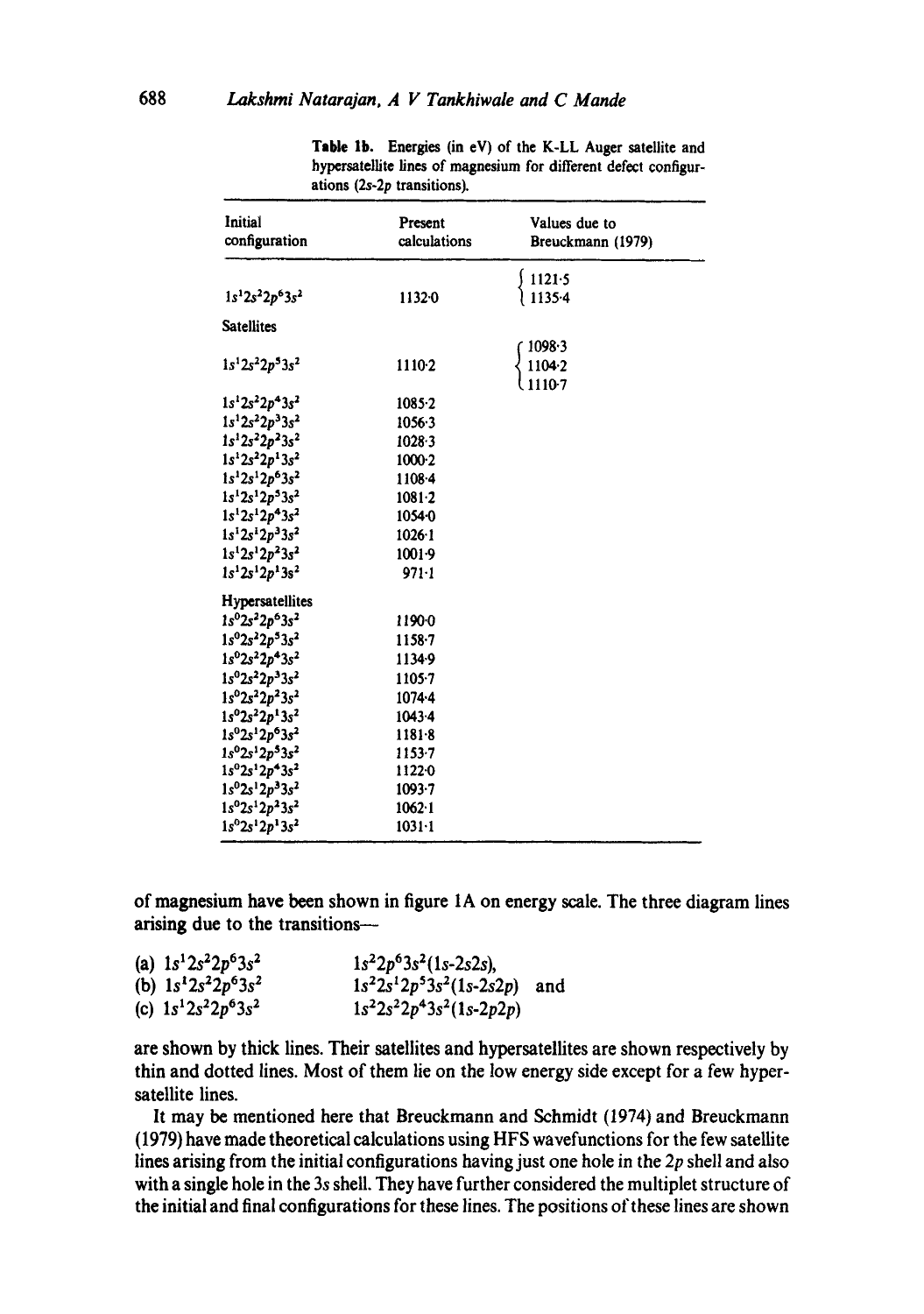**Table 1b.** Energies (in eV) of the K-LL Auger satellite and hypersatellite lines of magnesium for different defect configurations (2s-2p transitions).

| Initial configuration | Present calculations | Values due to Breuckmann (1979) |
|---|---|---|
| $1s^1 2s^2 2p^6 3s^2$ | 1132·0 | 1121·5, 1135·4 |
| Satellites | | |
| $1s^1 2s^2 2p^5 3s^2$ | 1110·2 | 1098·3, 1104·2, 1110·7 |
| $1s^1 2s^2 2p^4 3s^2$ | 1085·2 | |
| $1s^1 2s^2 2p^3 3s^2$ | 1056·3 | |
| $1s^1 2s^2 2p^2 3s^2$ | 1028·3 | |
| $1s^1 2s^2 2p^1 3s^2$ | 1000·2 | |
| $1s^1 2s^1 2p^6 3s^2$ | 1108·4 | |
| $1s^1 2s^1 2p^5 3s^2$ | 1081·2 | |
| $1s^1 2s^1 2p^4 3s^2$ | 1054·0 | |
| $1s^1 2s^1 2p^3 3s^2$ | 1026·1 | |
| $1s^1 2s^1 2p^2 3s^2$ | 1001·9 | |
| $1s^1 2s^1 2p^1 3s^2$ | 971·1 | |
| Hypersatellites | | |
| $1s^0 2s^2 2p^6 3s^2$ | 1190·0 | |
| $1s^0 2s^2 2p^5 3s^2$ | 1158·7 | |
| $1s^0 2s^2 2p^4 3s^2$ | 1134·9 | |
| $1s^0 2s^2 2p^3 3s^2$ | 1105·7 | |
| $1s^0 2s^2 2p^2 3s^2$ | 1074·4 | |
| $1s^0 2s^2 2p^1 3s^2$ | 1043·4 | |
| $1s^0 2s^1 2p^6 3s^2$ | 1181·8 | |
| $1s^0 2s^1 2p^5 3s^2$ | 1153·7 | |
| $1s^0 2s^1 2p^4 3s^2$ | 1122·0 | |
| $1s^0 2s^1 2p^3 3s^2$ | 1093·7 | |
| $1s^0 2s^1 2p^2 3s^2$ | 1062·1 | |
| $1s^0 2s^1 2p^1 3s^2$ | 1031·1 | |

of magnesium have been shown in figure 1A on energy scale. The three diagram lines arising due to the transitions—

(a) $1s^1 2s^2 2p^6 3s^2$ $\quad 1s^2 2p^6 3s^2 (1s\text{-}2s2s)$,
(b) $1s^1 2s^2 2p^6 3s^2$ $\quad 1s^2 2s^1 2p^5 3s^2 (1s\text{-}2s2p)$ and
(c) $1s^1 2s^2 2p^6 3s^2$ $\quad 1s^2 2s^2 2p^4 3s^2 (1s\text{-}2p2p)$

are shown by thick lines. Their satellites and hypersatellites are shown respectively by thin and dotted lines. Most of them lie on the low energy side except for a few hypersatellite lines.

It may be mentioned here that Breuckmann and Schmidt (1974) and Breuckmann (1979) have made theoretical calculations using HFS wavefunctions for the few satellite lines arising from the initial configurations having just one hole in the 2p shell and also with a single hole in the 3s shell. They have further considered the multiplet structure of the initial and final configurations for these lines. The positions of these lines are shown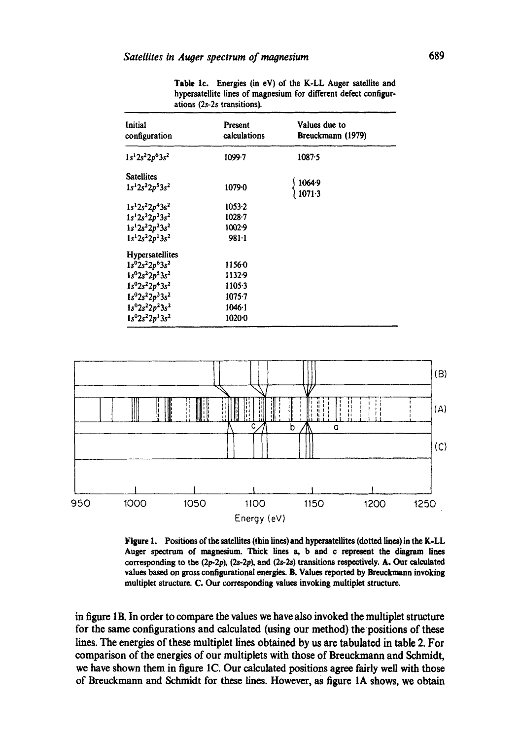**Table 1c.** Energies (in eV) of the K-LL Auger satellite and hypersatellite lines of magnesium for different defect configurations (2s-2s transitions).

| Initial configuration | Present calculations | Values due to Breuckmann (1979) |
|---|---|---|
| $1s^1 2s^2 2p^6 3s^2$ | 1099·7 | 1087·5 |
| Satellites | | |
| $1s^1 2s^2 2p^5 3s^2$ | 1079·0 | 1064·9, 1071·3 |
| $1s^1 2s^2 2p^4 3s^2$ | 1053·2 | |
| $1s^1 2s^2 2p^3 3s^2$ | 1028·7 | |
| $1s^1 2s^2 2p^2 3s^2$ | 1002·9 | |
| $1s^1 2s^2 2p^1 3s^2$ | 981·1 | |
| Hypersatellites | | |
| $1s^0 2s^2 2p^6 3s^2$ | 1156·0 | |
| $1s^0 2s^2 2p^5 3s^2$ | 1132·9 | |
| $1s^0 2s^2 2p^4 3s^2$ | 1105·3 | |
| $1s^0 2s^2 2p^3 3s^2$ | 1075·7 | |
| $1s^0 2s^2 2p^2 3s^2$ | 1046·1 | |
| $1s^0 2s^2 2p^1 3s^2$ | 1020·0 | |

**Figure 1.** Positions of the satellites (thin lines) and hypersatellites (dotted lines) in the K-LL Auger spectrum of magnesium. Thick lines a, b and c represent the diagram lines corresponding to the (2p-2p), (2s-2p), and (2s-2s) transitions respectively. **A.** Our calculated values based on gross configurational energies. **B.** Values reported by Breuckmann invoking multiplet structure. **C.** Our corresponding values invoking multiplet structure.

in figure 1B. In order to compare the values we have also invoked the multiplet structure for the same configurations and calculated (using our method) the positions of these lines. The energies of these multiplet lines obtained by us are tabulated in table 2. For comparison of the energies of our multiplets with those of Breuckmann and Schmidt, we have shown them in figure 1C. Our calculated positions agree fairly well with those of Breuckmann and Schmidt for these lines. However, as figure 1A shows, we obtain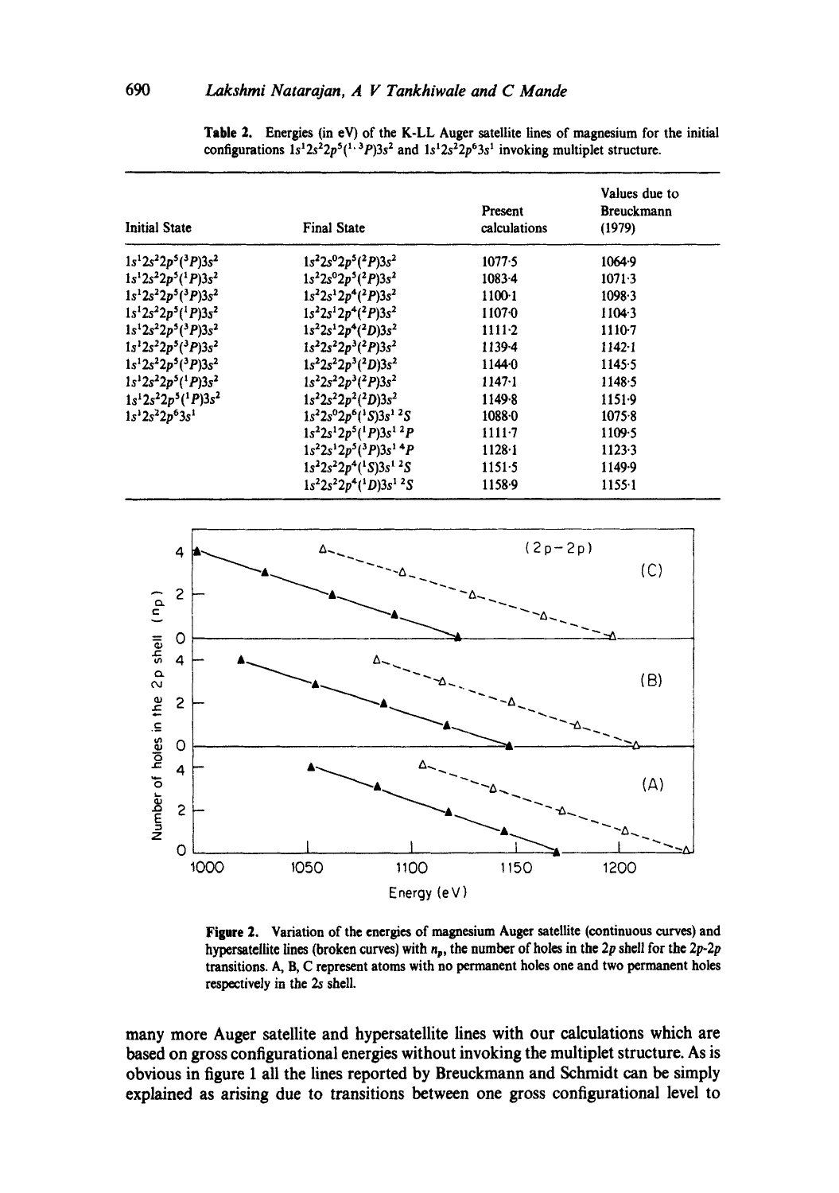**Table 2.** Energies (in eV) of the K-LL Auger satellite lines of magnesium for the initial configurations $1s^1 2s^2 2p^5 (^{1,3}P) 3s^2$ and $1s^1 2s^2 2p^6 3s^1$ invoking multiplet structure.

| Initial State | Final State | Present calculations | Values due to Breuckmann (1979) |
|---|---|---|---|
| $1s^1 2s^2 2p^5 (^3P) 3s^2$ | $1s^2 2s^0 2p^5 (^2P) 3s^2$ | 1077·5 | 1064·9 |
| $1s^1 2s^2 2p^5 (^1P) 3s^2$ | $1s^2 2s^0 2p^5 (^2P) 3s^2$ | 1083·4 | 1071·3 |
| $1s^1 2s^2 2p^5 (^3P) 3s^2$ | $1s^2 2s^1 2p^4 (^2P) 3s^2$ | 1100·1 | 1098·3 |
| $1s^1 2s^2 2p^5 (^1P) 3s^2$ | $1s^2 2s^1 2p^4 (^2P) 3s^2$ | 1107·0 | 1104·3 |
| $1s^1 2s^2 2p^5 (^3P) 3s^2$ | $1s^2 2s^1 2p^4 (^2D) 3s^2$ | 1111·2 | 1110·7 |
| $1s^1 2s^2 2p^5 (^3P) 3s^2$ | $1s^2 2s^2 2p^3 (^2P) 3s^2$ | 1139·4 | 1142·1 |
| $1s^1 2s^2 2p^5 (^3P) 3s^2$ | $1s^2 2s^2 2p^3 (^2D) 3s^2$ | 1144·0 | 1145·5 |
| $1s^1 2s^2 2p^5 (^1P) 3s^2$ | $1s^2 2s^2 2p^3 (^2P) 3s^2$ | 1147·1 | 1148·5 |
| $1s^1 2s^2 2p^5 (^1P) 3s^2$ | $1s^2 2s^2 2p^2 (^2D) 3s^2$ | 1149·8 | 1151·9 |
| $1s^1 2s^2 2p^6 3s^1$ | $1s^2 2s^0 2p^6 (^1S) 3s^1\ ^2S$ | 1088·0 | 1075·8 |
| | $1s^2 2s^1 2p^5 (^1P) 3s^1\ ^2P$ | 1111·7 | 1109·5 |
| | $1s^2 2s^1 2p^5 (^3P) 3s^1\ ^4P$ | 1128·1 | 1123·3 |
| | $1s^2 2s^2 2p^4 (^1S) 3s^1\ ^2S$ | 1151·5 | 1149·9 |
| | $1s^2 2s^2 2p^4 (^1D) 3s^1\ ^2S$ | 1158·9 | 1155·1 |

**Figure 2.** Variation of the energies of magnesium Auger satellite (continuous curves) and hypersatellite lines (broken curves) with $n_p$, the number of holes in the $2p$ shell for the $2p$-$2p$ transitions. A, B, C represent atoms with no permanent holes one and two permanent holes respectively in the $2s$ shell.

many more Auger satellite and hypersatellite lines with our calculations which are based on gross configurational energies without invoking the multiplet structure. As is obvious in figure 1 all the lines reported by Breuckmann and Schmidt can be simply explained as arising due to transitions between one gross configurational level to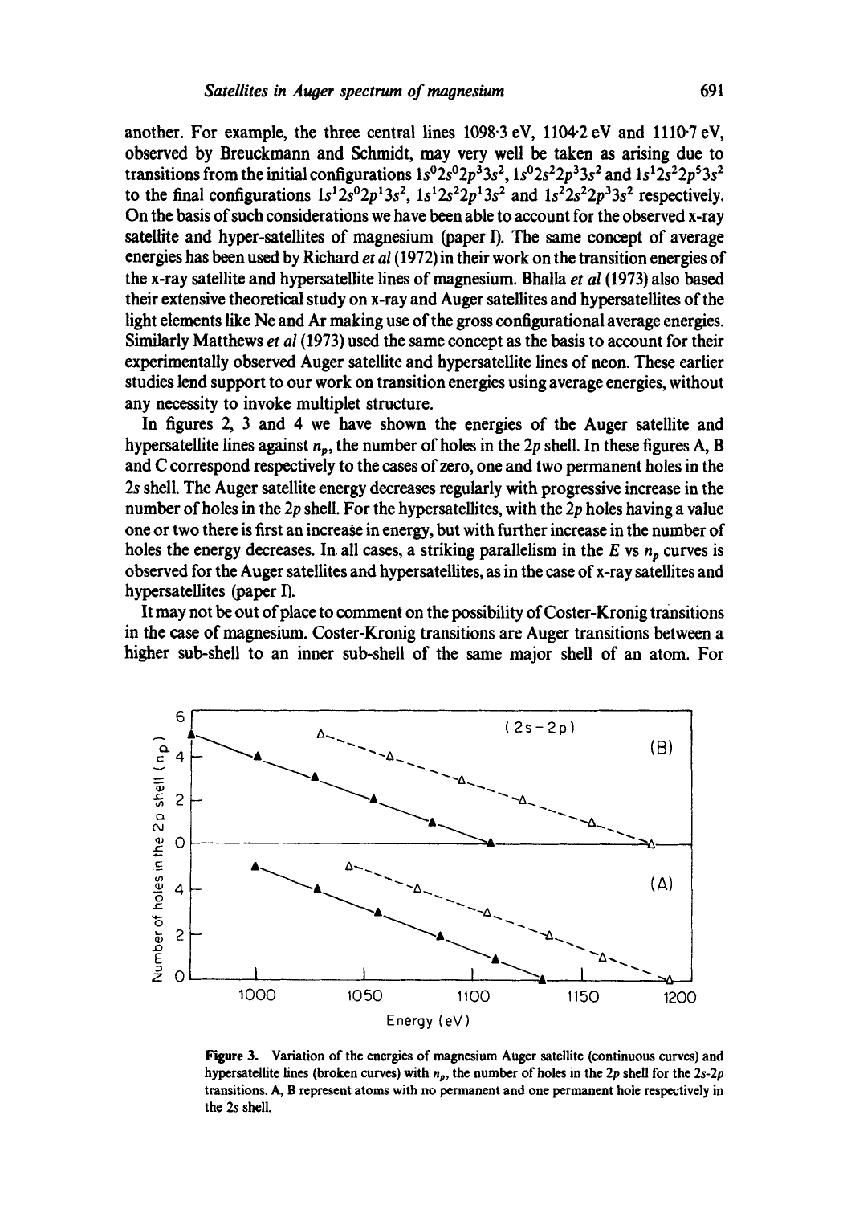another. For example, the three central lines 1098·3 eV, 1104·2 eV and 1110·7 eV, observed by Breuckmann and Schmidt, may very well be taken as arising due to transitions from the initial configurations $1s^0 2s^0 2p^3 3s^2$, $1s^0 2s^2 2p^3 3s^2$ and $1s^1 2s^2 2p^5 3s^2$ to the final configurations $1s^1 2s^0 2p^1 3s^2$, $1s^1 2s^2 2p^1 3s^2$ and $1s^2 2s^2 2p^3 3s^2$ respectively. On the basis of such considerations we have been able to account for the observed x-ray satellite and hyper-satellites of magnesium (paper I). The same concept of average energies has been used by Richard *et al* (1972) in their work on the transition energies of the x-ray satellite and hypersatellite lines of magnesium. Bhalla *et al* (1973) also based their extensive theoretical study on x-ray and Auger satellites and hypersatellites of the light elements like Ne and Ar making use of the gross configurational average energies. Similarly Matthews *et al* (1973) used the same concept as the basis to account for their experimentally observed Auger satellite and hypersatellite lines of neon. These earlier studies lend support to our work on transition energies using average energies, without any necessity to invoke multiplet structure.

In figures 2, 3 and 4 we have shown the energies of the Auger satellite and hypersatellite lines against $n_p$, the number of holes in the $2p$ shell. In these figures A, B and C correspond respectively to the cases of zero, one and two permanent holes in the $2s$ shell. The Auger satellite energy decreases regularly with progressive increase in the number of holes in the $2p$ shell. For the hypersatellites, with the $2p$ holes having a value one or two there is first an increase in energy, but with further increase in the number of holes the energy decreases. In all cases, a striking parallelism in the $E$ vs $n_p$ curves is observed for the Auger satellites and hypersatellites, as in the case of x-ray satellites and hypersatellites (paper I).

It may not be out of place to comment on the possibility of Coster-Kronig transitions in the case of magnesium. Coster-Kronig transitions are Auger transitions between a higher sub-shell to an inner sub-shell of the same major shell of an atom. For

**Figure 3.** Variation of the energies of magnesium Auger satellite (continuous curves) and hypersatellite lines (broken curves) with $n_p$, the number of holes in the $2p$ shell for the $2s$-$2p$ transitions. A, B represent atoms with no permanent and one permanent hole respectively in the $2s$ shell.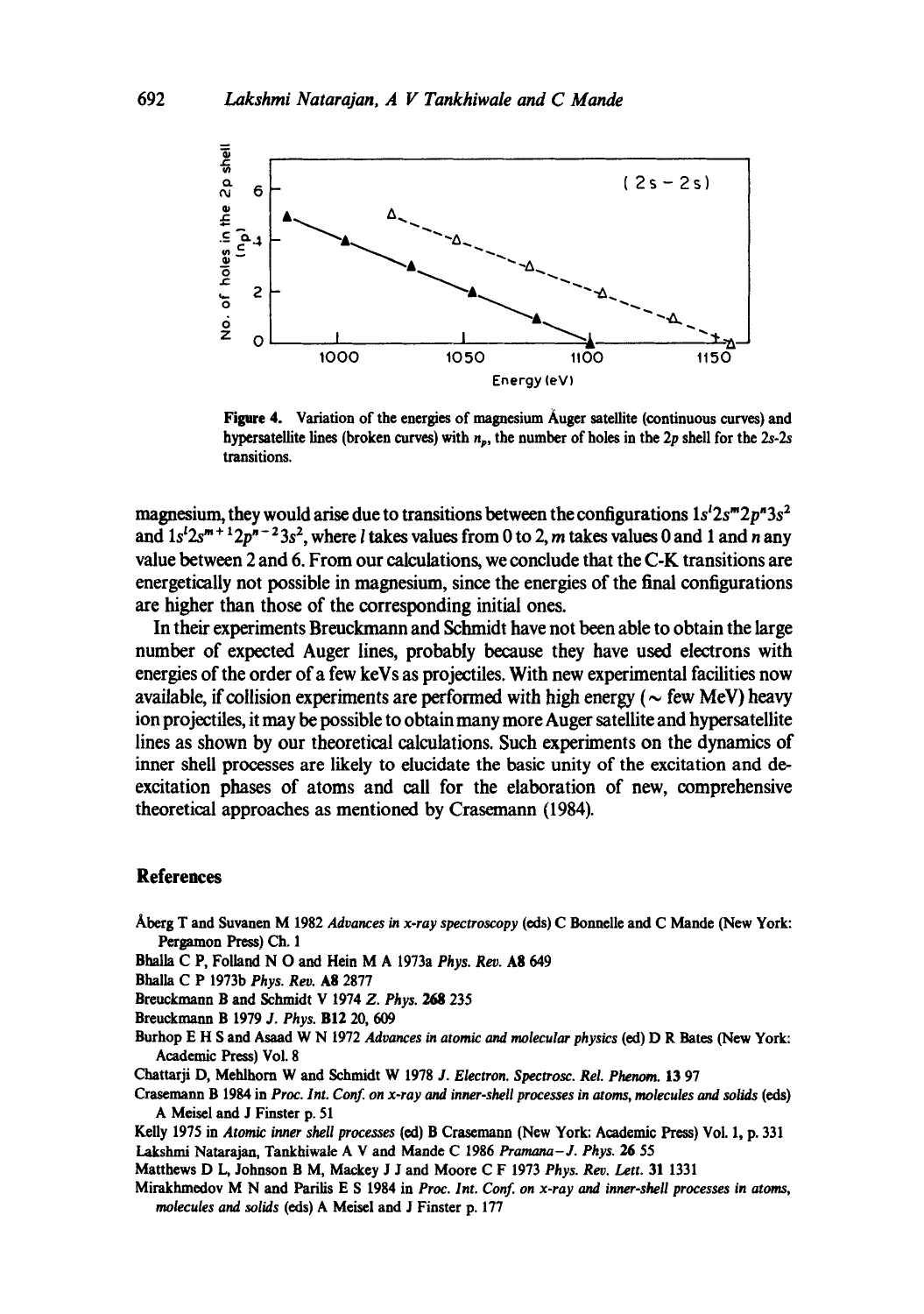**Figure 4.** Variation of the energies of magnesium Auger satellite (continuous curves) and hypersatellite lines (broken curves) with $n_p$, the number of holes in the 2p shell for the 2s-2s transitions.

magnesium, they would arise due to transitions between the configurations $1s^l 2s^m 2p^n 3s^2$ and $1s^l 2s^{m+1} 2p^{n-2} 3s^2$, where $l$ takes values from 0 to 2, $m$ takes values 0 and 1 and $n$ any value between 2 and 6. From our calculations, we conclude that the C-K transitions are energetically not possible in magnesium, since the energies of the final configurations are higher than those of the corresponding initial ones.

In their experiments Breuckmann and Schmidt have not been able to obtain the large number of expected Auger lines, probably because they have used electrons with energies of the order of a few keVs as projectiles. With new experimental facilities now available, if collision experiments are performed with high energy ($\sim$ few MeV) heavy ion projectiles, it may be possible to obtain many more Auger satellite and hypersatellite lines as shown by our theoretical calculations. Such experiments on the dynamics of inner shell processes are likely to elucidate the basic unity of the excitation and de-excitation phases of atoms and call for the elaboration of new, comprehensive theoretical approaches as mentioned by Crasemann (1984).

## References

Åberg T and Suvanen M 1982 *Advances in x-ray spectroscopy* (eds) C Bonnelle and C Mande (New York: Pergamon Press) Ch. 1

Bhalla C P, Folland N O and Hein M A 1973a *Phys. Rev.* **A8** 649

Bhalla C P 1973b *Phys. Rev.* **A8** 2877

Breuckmann B and Schmidt V 1974 *Z. Phys.* **268** 235

Breuckmann B 1979 *J. Phys.* **B12** 20, 609

Burhop E H S and Asaad W N 1972 *Advances in atomic and molecular physics* (ed) D R Bates (New York: Academic Press) Vol. 8

Chattarji D, Mehlhorn W and Schmidt W 1978 *J. Electron. Spectrosc. Rel. Phenom.* **13** 97

Crasemann B 1984 in *Proc. Int. Conf. on x-ray and inner-shell processes in atoms, molecules and solids* (eds) A Meisel and J Finster p. 51

Kelly 1975 in *Atomic inner shell processes* (ed) B Crasemann (New York: Academic Press) Vol. 1, p. 331

Lakshmi Natarajan, Tankhiwale A V and Mande C 1986 *Pramana–J. Phys.* **26** 55

Matthews D L, Johnson B M, Mackey J J and Moore C F 1973 *Phys. Rev. Lett.* **31** 1331

Mirakhmedov M N and Parilis E S 1984 in *Proc. Int. Conf. on x-ray and inner-shell processes in atoms, molecules and solids* (eds) A Meisel and J Finster p. 177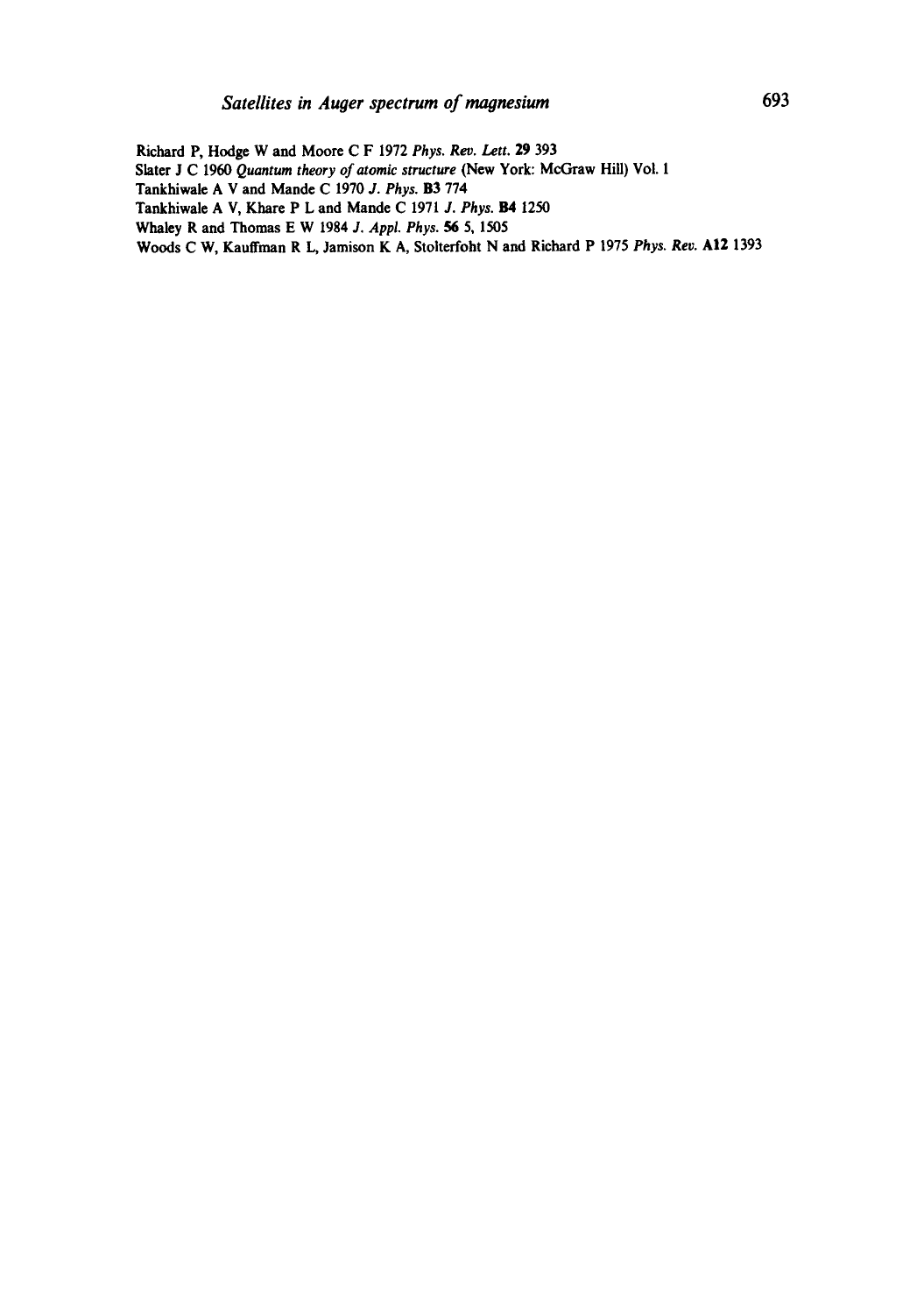Richard P, Hodge W and Moore C F 1972 *Phys. Rev. Lett.* **29** 393

Slater J C 1960 *Quantum theory of atomic structure* (New York: McGraw Hill) Vol. 1

Tankhiwale A V and Mande C 1970 *J. Phys.* **B3** 774

Tankhiwale A V, Khare P L and Mande C 1971 *J. Phys.* **B4** 1250

Whaley R and Thomas E W 1984 *J. Appl. Phys.* **56** 5, 1505

Woods C W, Kauffman R L, Jamison K A, Stolterfoht N and Richard P 1975 *Phys. Rev.* **A12** 1393